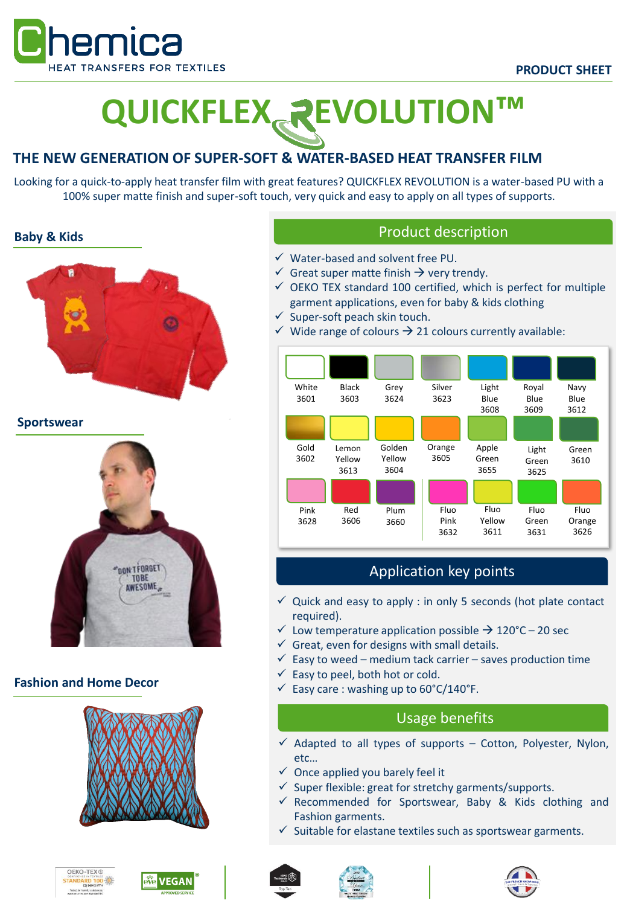Chemica
HEAT TRANSFERS FOR TEXTILES

PRODUCT SHEET

# QUICKFLEX REVOLUTION™

## THE NEW GENERATION OF SUPER-SOFT & WATER-BASED HEAT TRANSFER FILM

Looking for a quick-to-apply heat transfer film with great features? QUICKFLEX REVOLUTION is a water-based PU with a 100% super matte finish and super-soft touch, very quick and easy to apply on all types of supports.

### Baby & Kids

### Sportswear

### Fashion and Home Decor

## Product description

- ✓ Water-based and solvent free PU.
- ✓ Great super matte finish → very trendy.
- ✓ OEKO TEX standard 100 certified, which is perfect for multiple garment applications, even for baby & kids clothing
- ✓ Super-soft peach skin touch.
- ✓ Wide range of colours → 21 colours currently available:

| | | | | | | |
|---|---|---|---|---|---|---|
| White 3601 | Black 3603 | Grey 3624 | Silver 3623 | Light Blue 3608 | Royal Blue 3609 | Navy Blue 3612 |
| Gold 3602 | Lemon Yellow 3613 | Golden Yellow 3604 | Orange 3605 | Apple Green 3655 | Light Green 3625 | Green 3610 |
| Pink 3628 | Red 3606 | Plum 3660 | Fluo Pink 3632 | Fluo Yellow 3611 | Fluo Green 3631 | Fluo Orange 3626 |

## Application key points

- ✓ Quick and easy to apply : in only 5 seconds (hot plate contact required).
- ✓ Low temperature application possible → 120°C – 20 sec
- ✓ Great, even for designs with small details.
- ✓ Easy to weed – medium tack carrier – saves production time
- ✓ Easy to peel, both hot or cold.
- ✓ Easy care : washing up to 60°C/140°F.

## Usage benefits

- ✓ Adapted to all types of supports – Cotton, Polyester, Nylon, etc…
- ✓ Once applied you barely feel it
- ✓ Super flexible: great for stretchy garments/supports.
- ✓ Recommended for Sportswear, Baby & Kids clothing and Fashion garments.
- ✓ Suitable for elastane textiles such as sportswear garments.

OEKO-TEX® STANDARD 100 | eve VEGAN®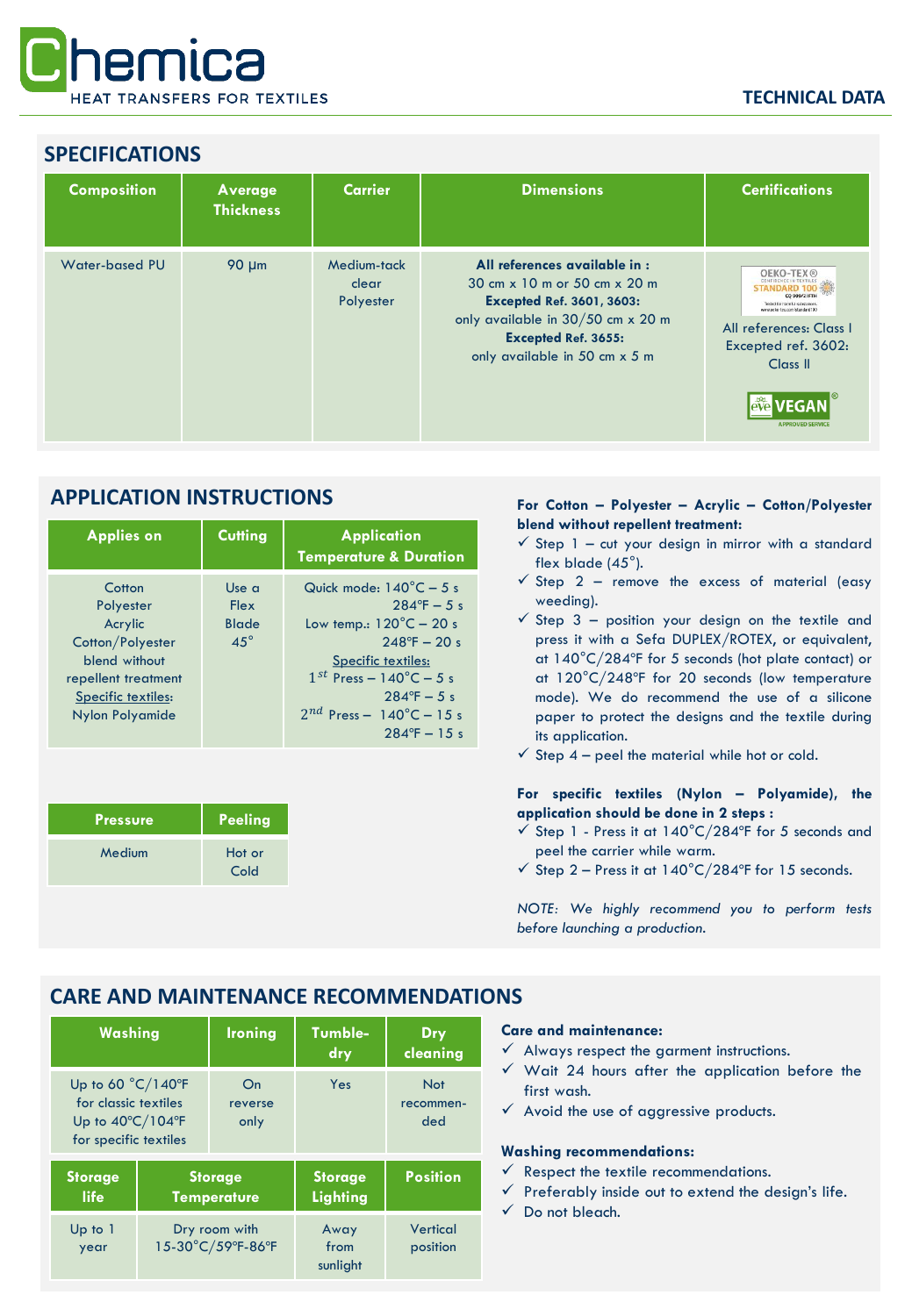# Chemica
HEAT TRANSFERS FOR TEXTILES

TECHNICAL DATA

## SPECIFICATIONS

| Composition | Average Thickness | Carrier | Dimensions | Certifications |
|---|---|---|---|---|
| Water-based PU | 90 µm | Medium-tack clear Polyester | **All references available in :** 30 cm x 10 m or 50 cm x 20 m **Excepted Ref. 3601, 3603:** only available in 30/50 cm x 20 m **Excepted Ref. 3655:** only available in 50 cm x 5 m | OEKO-TEX® STANDARD 100 All references: Class I Excepted ref. 3602: Class II eve VEGAN |

## APPLICATION INSTRUCTIONS

| Applies on | Cutting | Application Temperature & Duration |
|---|---|---|
| Cotton Polyester Acrylic Cotton/Polyester blend without repellent treatment <u>Specific textiles</u>: Nylon Polyamide | Use a Flex Blade 45° | Quick mode: 140°C – 5 s 284°F – 5 s Low temp.: 120°C – 20 s 248°F – 20 s <u>Specific textiles:</u> $1^{st}$ Press – 140°C – 5 s 284°F – 5 s $2^{nd}$ Press – 140°C – 15 s 284°F – 15 s |

| Pressure | Peeling |
|---|---|
| Medium | Hot or Cold |

**For Cotton – Polyester – Acrylic – Cotton/Polyester blend without repellent treatment:**

- ✓ Step 1 – cut your design in mirror with a standard flex blade (45°).
- ✓ Step 2 – remove the excess of material (easy weeding).
- ✓ Step 3 – position your design on the textile and press it with a Sefa DUPLEX/ROTEX, or equivalent, at 140°C/284°F for 5 seconds (hot plate contact) or at 120°C/248°F for 20 seconds (low temperature mode). We do recommend the use of a silicone paper to protect the designs and the textile during its application.
- ✓ Step 4 – peel the material while hot or cold.

**For specific textiles (Nylon – Polyamide), the application should be done in 2 steps :**

- ✓ Step 1 - Press it at 140°C/284°F for 5 seconds and peel the carrier while warm.
- ✓ Step 2 – Press it at 140°C/284°F for 15 seconds.

*NOTE: We highly recommend you to perform tests before launching a production.*

## CARE AND MAINTENANCE RECOMMENDATIONS

| Washing | Ironing | Tumble-dry | Dry cleaning |
|---|---|---|---|
| Up to 60 °C/140°F for classic textiles Up to 40°C/104°F for specific textiles | On reverse only | Yes | Not recommended |

| Storage life | Storage Temperature | Storage Lighting | Position |
|---|---|---|---|
| Up to 1 year | Dry room with 15-30°C/59°F-86°F | Away from sunlight | Vertical position |

**Care and maintenance:**

- ✓ Always respect the garment instructions.
- ✓ Wait 24 hours after the application before the first wash.
- ✓ Avoid the use of aggressive products.

**Washing recommendations:**

- ✓ Respect the textile recommendations.
- ✓ Preferably inside out to extend the design's life.
- ✓ Do not bleach.